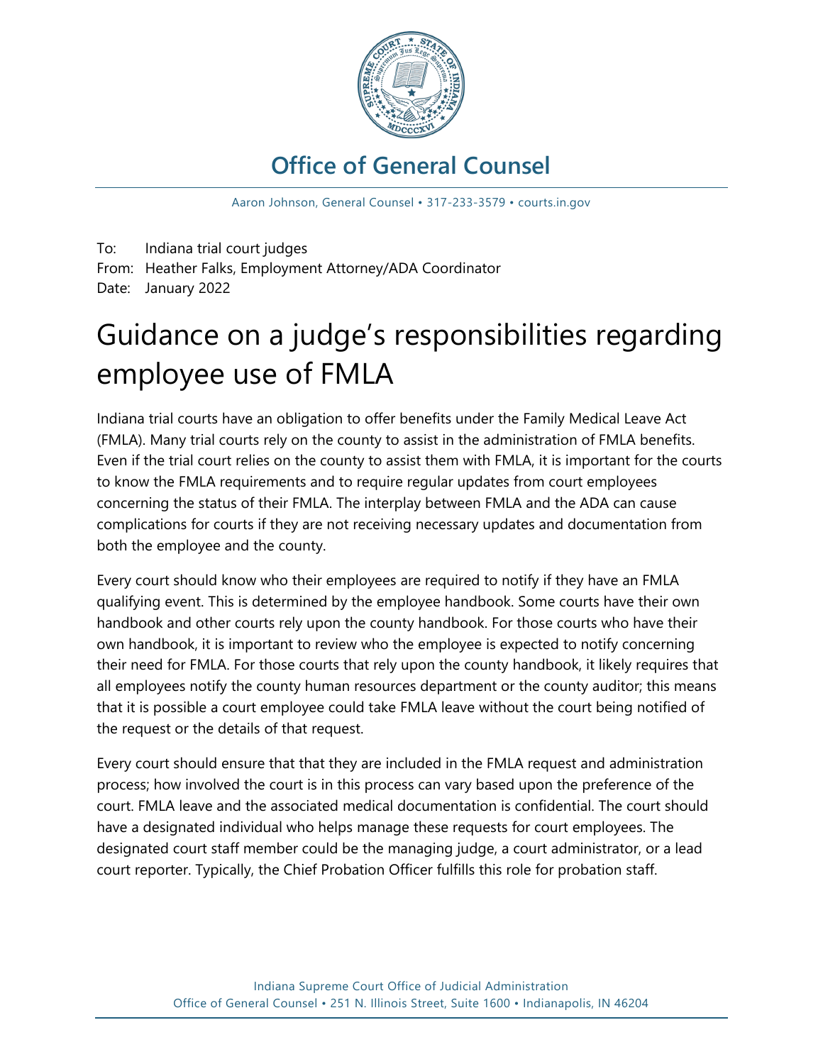## Office of General Counsel

Aaron Johnson, General Counsel • 317-233-3579 • courts.in.gov

To: Indiana trial court judges
From: Heather Falks, Employment Attorney/ADA Coordinator
Date: January 2022

# Guidance on a judge's responsibilities regarding employee use of FMLA

Indiana trial courts have an obligation to offer benefits under the Family Medical Leave Act (FMLA). Many trial courts rely on the county to assist in the administration of FMLA benefits. Even if the trial court relies on the county to assist them with FMLA, it is important for the courts to know the FMLA requirements and to require regular updates from court employees concerning the status of their FMLA. The interplay between FMLA and the ADA can cause complications for courts if they are not receiving necessary updates and documentation from both the employee and the county.

Every court should know who their employees are required to notify if they have an FMLA qualifying event. This is determined by the employee handbook. Some courts have their own handbook and other courts rely upon the county handbook. For those courts who have their own handbook, it is important to review who the employee is expected to notify concerning their need for FMLA. For those courts that rely upon the county handbook, it likely requires that all employees notify the county human resources department or the county auditor; this means that it is possible a court employee could take FMLA leave without the court being notified of the request or the details of that request.

Every court should ensure that that they are included in the FMLA request and administration process; how involved the court is in this process can vary based upon the preference of the court. FMLA leave and the associated medical documentation is confidential. The court should have a designated individual who helps manage these requests for court employees. The designated court staff member could be the managing judge, a court administrator, or a lead court reporter. Typically, the Chief Probation Officer fulfills this role for probation staff.

Indiana Supreme Court Office of Judicial Administration
Office of General Counsel • 251 N. Illinois Street, Suite 1600 • Indianapolis, IN 46204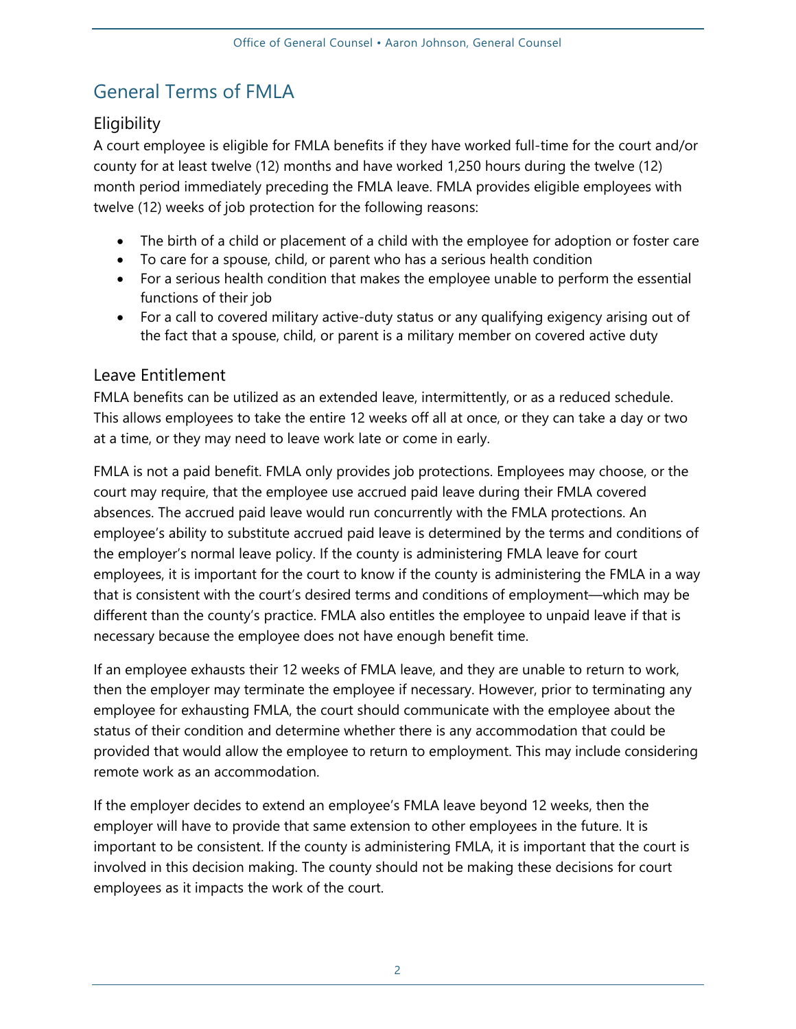## General Terms of FMLA

### Eligibility

A court employee is eligible for FMLA benefits if they have worked full-time for the court and/or county for at least twelve (12) months and have worked 1,250 hours during the twelve (12) month period immediately preceding the FMLA leave. FMLA provides eligible employees with twelve (12) weeks of job protection for the following reasons:

- The birth of a child or placement of a child with the employee for adoption or foster care
- To care for a spouse, child, or parent who has a serious health condition
- For a serious health condition that makes the employee unable to perform the essential functions of their job
- For a call to covered military active-duty status or any qualifying exigency arising out of the fact that a spouse, child, or parent is a military member on covered active duty

### Leave Entitlement

FMLA benefits can be utilized as an extended leave, intermittently, or as a reduced schedule. This allows employees to take the entire 12 weeks off all at once, or they can take a day or two at a time, or they may need to leave work late or come in early.

FMLA is not a paid benefit. FMLA only provides job protections. Employees may choose, or the court may require, that the employee use accrued paid leave during their FMLA covered absences. The accrued paid leave would run concurrently with the FMLA protections. An employee's ability to substitute accrued paid leave is determined by the terms and conditions of the employer's normal leave policy. If the county is administering FMLA leave for court employees, it is important for the court to know if the county is administering the FMLA in a way that is consistent with the court's desired terms and conditions of employment—which may be different than the county's practice. FMLA also entitles the employee to unpaid leave if that is necessary because the employee does not have enough benefit time.

If an employee exhausts their 12 weeks of FMLA leave, and they are unable to return to work, then the employer may terminate the employee if necessary. However, prior to terminating any employee for exhausting FMLA, the court should communicate with the employee about the status of their condition and determine whether there is any accommodation that could be provided that would allow the employee to return to employment. This may include considering remote work as an accommodation.

If the employer decides to extend an employee's FMLA leave beyond 12 weeks, then the employer will have to provide that same extension to other employees in the future. It is important to be consistent. If the county is administering FMLA, it is important that the court is involved in this decision making. The county should not be making these decisions for court employees as it impacts the work of the court.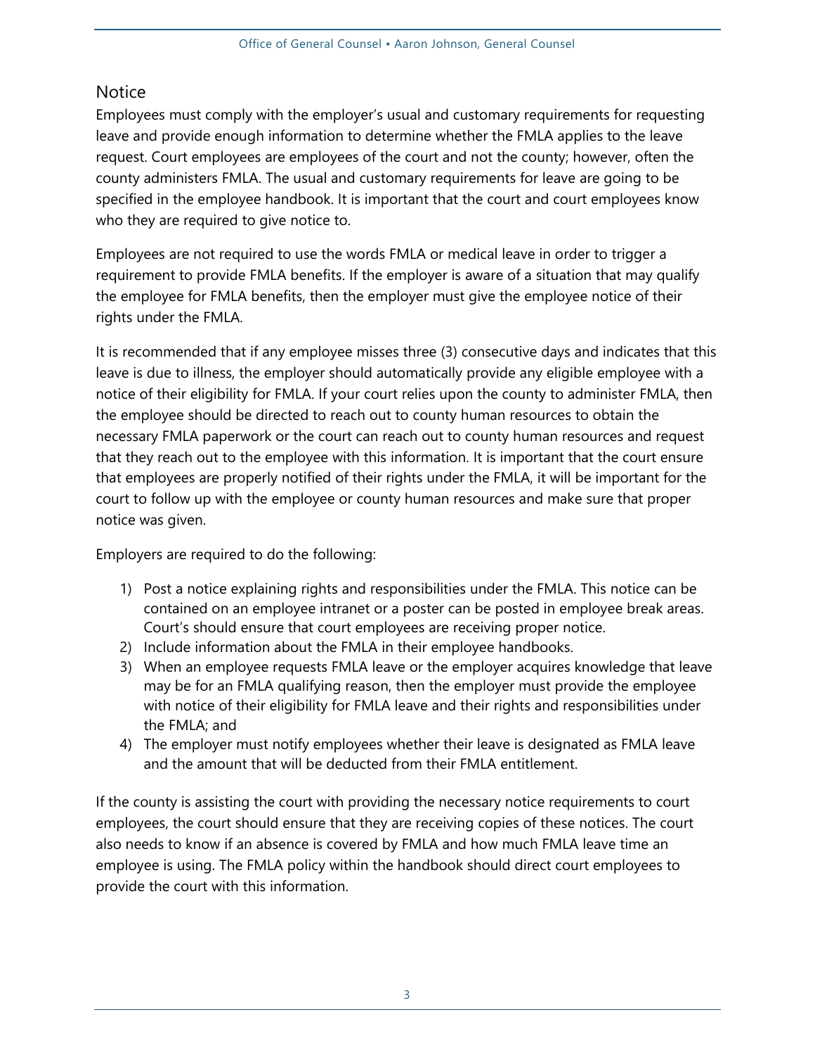## Notice

Employees must comply with the employer's usual and customary requirements for requesting leave and provide enough information to determine whether the FMLA applies to the leave request. Court employees are employees of the court and not the county; however, often the county administers FMLA. The usual and customary requirements for leave are going to be specified in the employee handbook. It is important that the court and court employees know who they are required to give notice to.

Employees are not required to use the words FMLA or medical leave in order to trigger a requirement to provide FMLA benefits. If the employer is aware of a situation that may qualify the employee for FMLA benefits, then the employer must give the employee notice of their rights under the FMLA.

It is recommended that if any employee misses three (3) consecutive days and indicates that this leave is due to illness, the employer should automatically provide any eligible employee with a notice of their eligibility for FMLA. If your court relies upon the county to administer FMLA, then the employee should be directed to reach out to county human resources to obtain the necessary FMLA paperwork or the court can reach out to county human resources and request that they reach out to the employee with this information. It is important that the court ensure that employees are properly notified of their rights under the FMLA, it will be important for the court to follow up with the employee or county human resources and make sure that proper notice was given.

Employers are required to do the following:

1) Post a notice explaining rights and responsibilities under the FMLA. This notice can be contained on an employee intranet or a poster can be posted in employee break areas. Court's should ensure that court employees are receiving proper notice.
2) Include information about the FMLA in their employee handbooks.
3) When an employee requests FMLA leave or the employer acquires knowledge that leave may be for an FMLA qualifying reason, then the employer must provide the employee with notice of their eligibility for FMLA leave and their rights and responsibilities under the FMLA; and
4) The employer must notify employees whether their leave is designated as FMLA leave and the amount that will be deducted from their FMLA entitlement.

If the county is assisting the court with providing the necessary notice requirements to court employees, the court should ensure that they are receiving copies of these notices. The court also needs to know if an absence is covered by FMLA and how much FMLA leave time an employee is using. The FMLA policy within the handbook should direct court employees to provide the court with this information.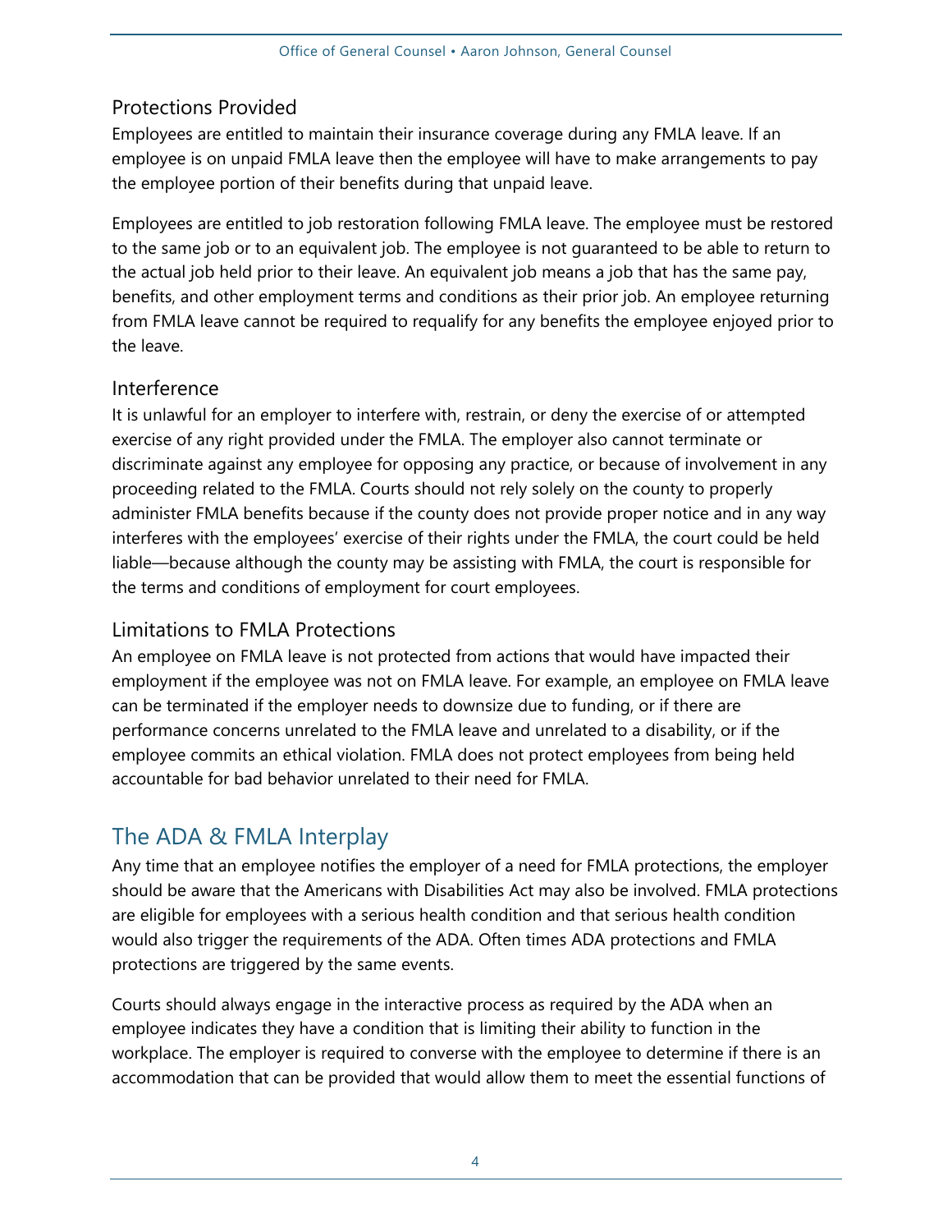### Protections Provided

Employees are entitled to maintain their insurance coverage during any FMLA leave. If an employee is on unpaid FMLA leave then the employee will have to make arrangements to pay the employee portion of their benefits during that unpaid leave.

Employees are entitled to job restoration following FMLA leave. The employee must be restored to the same job or to an equivalent job. The employee is not guaranteed to be able to return to the actual job held prior to their leave. An equivalent job means a job that has the same pay, benefits, and other employment terms and conditions as their prior job. An employee returning from FMLA leave cannot be required to requalify for any benefits the employee enjoyed prior to the leave.

### Interference

It is unlawful for an employer to interfere with, restrain, or deny the exercise of or attempted exercise of any right provided under the FMLA. The employer also cannot terminate or discriminate against any employee for opposing any practice, or because of involvement in any proceeding related to the FMLA. Courts should not rely solely on the county to properly administer FMLA benefits because if the county does not provide proper notice and in any way interferes with the employees' exercise of their rights under the FMLA, the court could be held liable—because although the county may be assisting with FMLA, the court is responsible for the terms and conditions of employment for court employees.

### Limitations to FMLA Protections

An employee on FMLA leave is not protected from actions that would have impacted their employment if the employee was not on FMLA leave. For example, an employee on FMLA leave can be terminated if the employer needs to downsize due to funding, or if there are performance concerns unrelated to the FMLA leave and unrelated to a disability, or if the employee commits an ethical violation. FMLA does not protect employees from being held accountable for bad behavior unrelated to their need for FMLA.

## The ADA & FMLA Interplay

Any time that an employee notifies the employer of a need for FMLA protections, the employer should be aware that the Americans with Disabilities Act may also be involved. FMLA protections are eligible for employees with a serious health condition and that serious health condition would also trigger the requirements of the ADA. Often times ADA protections and FMLA protections are triggered by the same events.

Courts should always engage in the interactive process as required by the ADA when an employee indicates they have a condition that is limiting their ability to function in the workplace. The employer is required to converse with the employee to determine if there is an accommodation that can be provided that would allow them to meet the essential functions of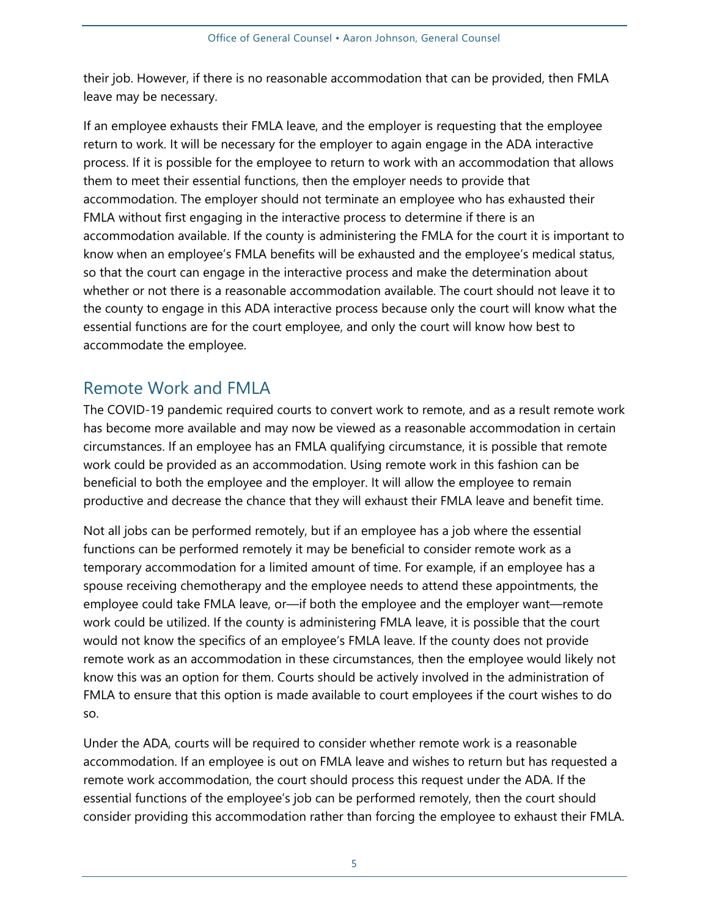their job. However, if there is no reasonable accommodation that can be provided, then FMLA leave may be necessary.

If an employee exhausts their FMLA leave, and the employer is requesting that the employee return to work. It will be necessary for the employer to again engage in the ADA interactive process. If it is possible for the employee to return to work with an accommodation that allows them to meet their essential functions, then the employer needs to provide that accommodation. The employer should not terminate an employee who has exhausted their FMLA without first engaging in the interactive process to determine if there is an accommodation available. If the county is administering the FMLA for the court it is important to know when an employee's FMLA benefits will be exhausted and the employee's medical status, so that the court can engage in the interactive process and make the determination about whether or not there is a reasonable accommodation available. The court should not leave it to the county to engage in this ADA interactive process because only the court will know what the essential functions are for the court employee, and only the court will know how best to accommodate the employee.

## Remote Work and FMLA

The COVID-19 pandemic required courts to convert work to remote, and as a result remote work has become more available and may now be viewed as a reasonable accommodation in certain circumstances. If an employee has an FMLA qualifying circumstance, it is possible that remote work could be provided as an accommodation. Using remote work in this fashion can be beneficial to both the employee and the employer. It will allow the employee to remain productive and decrease the chance that they will exhaust their FMLA leave and benefit time.

Not all jobs can be performed remotely, but if an employee has a job where the essential functions can be performed remotely it may be beneficial to consider remote work as a temporary accommodation for a limited amount of time. For example, if an employee has a spouse receiving chemotherapy and the employee needs to attend these appointments, the employee could take FMLA leave, or—if both the employee and the employer want—remote work could be utilized. If the county is administering FMLA leave, it is possible that the court would not know the specifics of an employee's FMLA leave. If the county does not provide remote work as an accommodation in these circumstances, then the employee would likely not know this was an option for them. Courts should be actively involved in the administration of FMLA to ensure that this option is made available to court employees if the court wishes to do so.

Under the ADA, courts will be required to consider whether remote work is a reasonable accommodation. If an employee is out on FMLA leave and wishes to return but has requested a remote work accommodation, the court should process this request under the ADA. If the essential functions of the employee's job can be performed remotely, then the court should consider providing this accommodation rather than forcing the employee to exhaust their FMLA.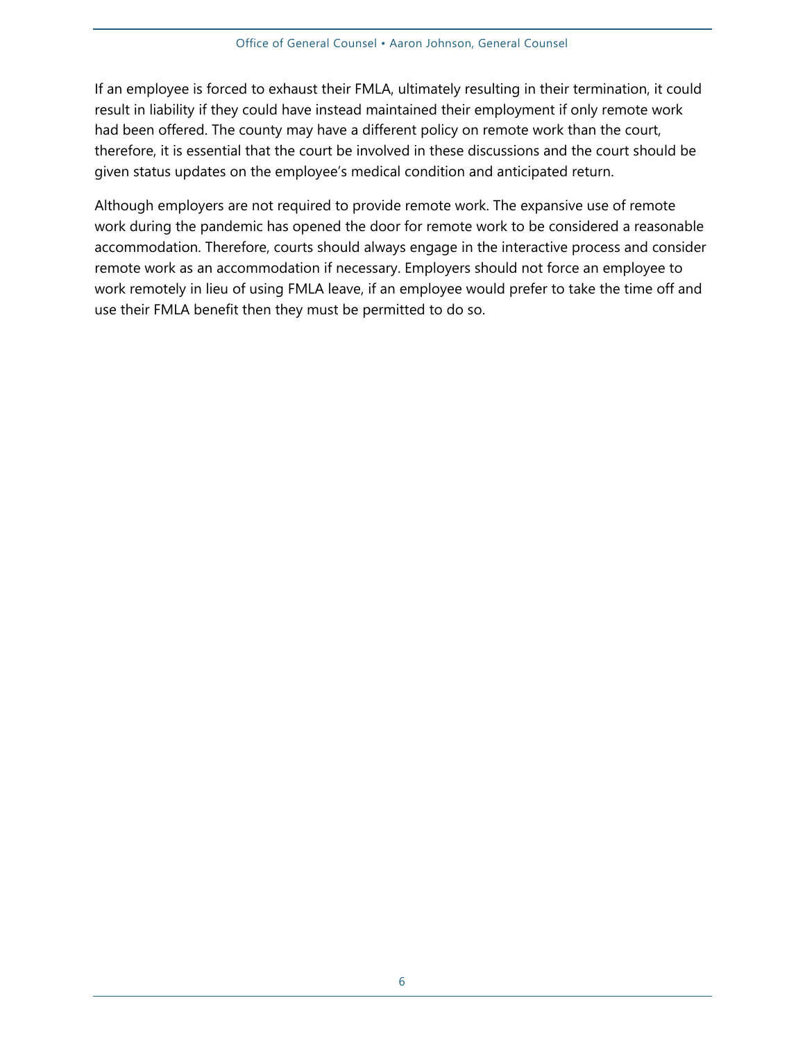If an employee is forced to exhaust their FMLA, ultimately resulting in their termination, it could result in liability if they could have instead maintained their employment if only remote work had been offered. The county may have a different policy on remote work than the court, therefore, it is essential that the court be involved in these discussions and the court should be given status updates on the employee's medical condition and anticipated return.

Although employers are not required to provide remote work. The expansive use of remote work during the pandemic has opened the door for remote work to be considered a reasonable accommodation. Therefore, courts should always engage in the interactive process and consider remote work as an accommodation if necessary. Employers should not force an employee to work remotely in lieu of using FMLA leave, if an employee would prefer to take the time off and use their FMLA benefit then they must be permitted to do so.